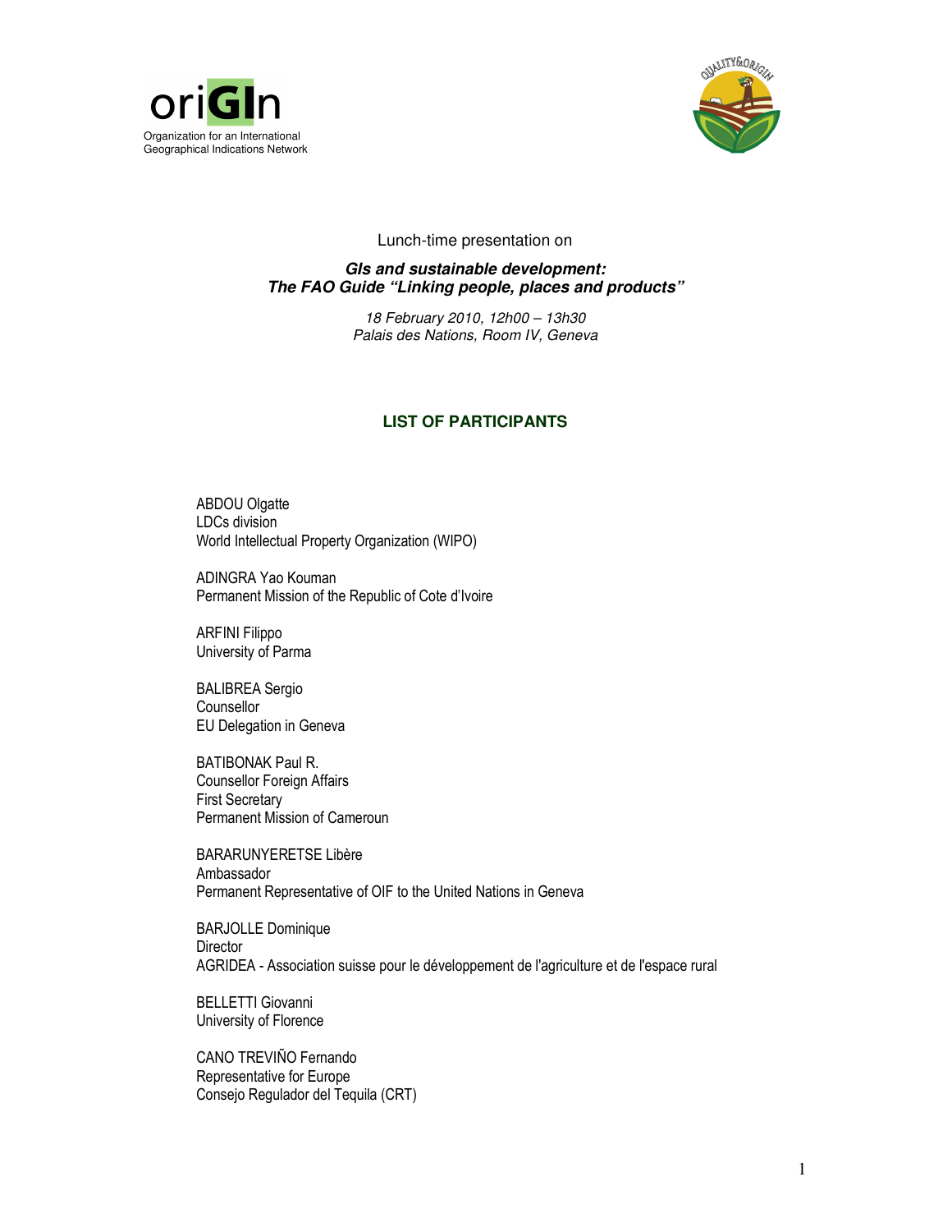oriGIn
Organization for an International Geographical Indications Network

Lunch-time presentation on

***GIs and sustainable development: The FAO Guide "Linking people, places and products"***

*18 February 2010, 12h00 – 13h30*
*Palais des Nations, Room IV, Geneva*

## LIST OF PARTICIPANTS

ABDOU Olgatte
LDCs division
World Intellectual Property Organization (WIPO)

ADINGRA Yao Kouman
Permanent Mission of the Republic of Cote d'Ivoire

ARFINI Filippo
University of Parma

BALIBREA Sergio
Counsellor
EU Delegation in Geneva

BATIBONAK Paul R.
Counsellor Foreign Affairs
First Secretary
Permanent Mission of Cameroun

BARARUNYERETSE Libère
Ambassador
Permanent Representative of OIF to the United Nations in Geneva

BARJOLLE Dominique
Director
AGRIDEA - Association suisse pour le développement de l'agriculture et de l'espace rural

BELLETTI Giovanni
University of Florence

CANO TREVIÑO Fernando
Representative for Europe
Consejo Regulador del Tequila (CRT)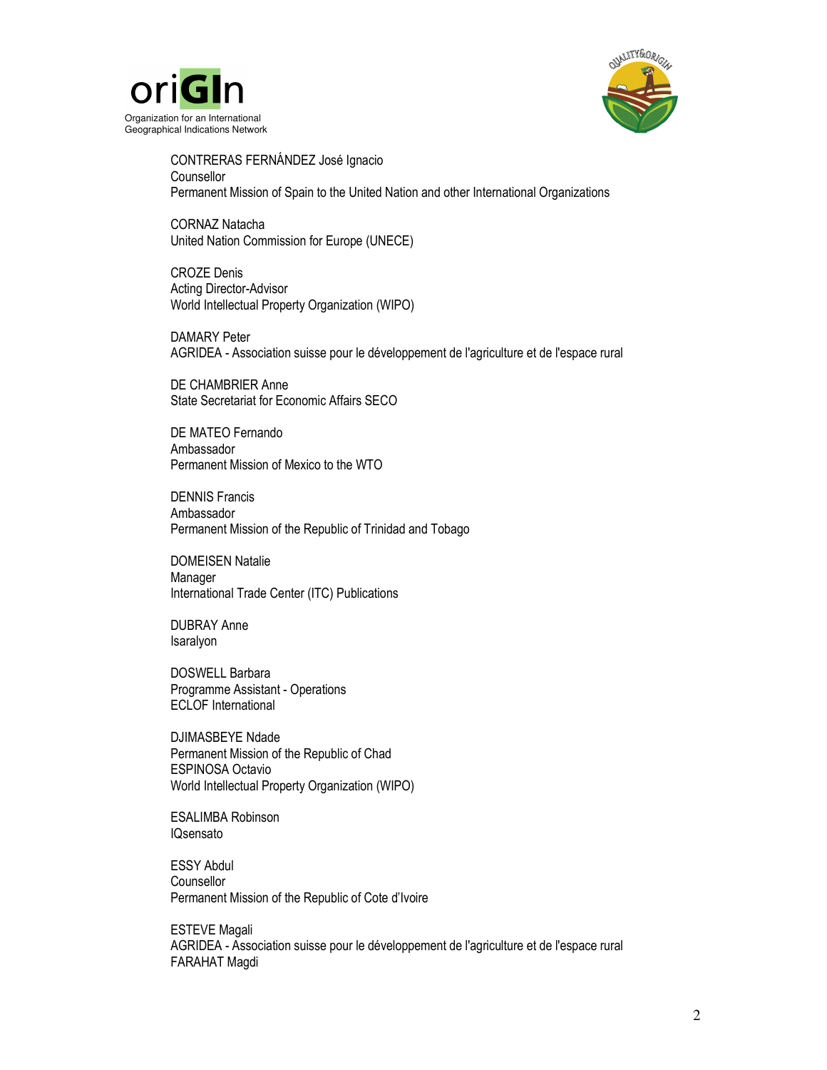CONTRERAS FERNÁNDEZ José Ignacio
Counsellor
Permanent Mission of Spain to the United Nation and other International Organizations

CORNAZ Natacha
United Nation Commission for Europe (UNECE)

CROZE Denis
Acting Director-Advisor
World Intellectual Property Organization (WIPO)

DAMARY Peter
AGRIDEA - Association suisse pour le développement de l'agriculture et de l'espace rural

DE CHAMBRIER Anne
State Secretariat for Economic Affairs SECO

DE MATEO Fernando
Ambassador
Permanent Mission of Mexico to the WTO

DENNIS Francis
Ambassador
Permanent Mission of the Republic of Trinidad and Tobago

DOMEISEN Natalie
Manager
International Trade Center (ITC) Publications

DUBRAY Anne
Isaralyon

DOSWELL Barbara
Programme Assistant - Operations
ECLOF International

DJIMASBEYE Ndade
Permanent Mission of the Republic of Chad
ESPINOSA Octavio
World Intellectual Property Organization (WIPO)

ESALIMBA Robinson
IQsensato

ESSY Abdul
Counsellor
Permanent Mission of the Republic of Cote d'Ivoire

ESTEVE Magali
AGRIDEA - Association suisse pour le développement de l'agriculture et de l'espace rural
FARAHAT Magdi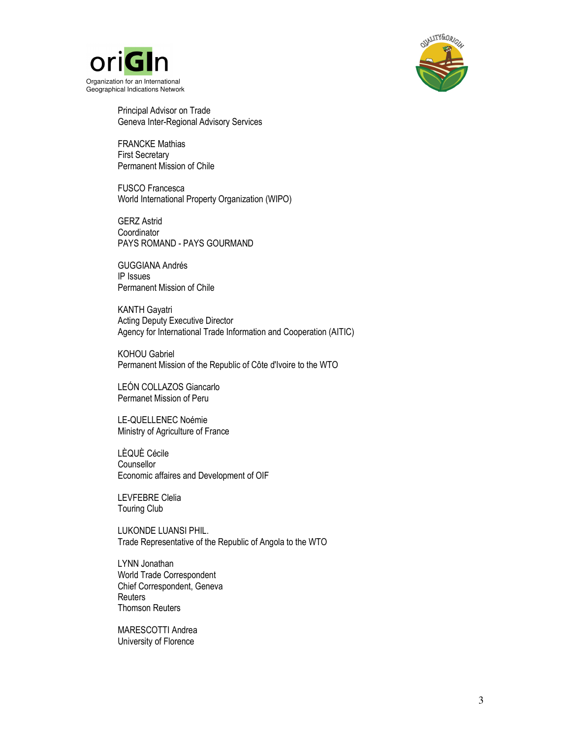Principal Advisor on Trade
Geneva Inter-Regional Advisory Services

FRANCKE Mathias
First Secretary
Permanent Mission of Chile

FUSCO Francesca
World International Property Organization (WIPO)

GERZ Astrid
Coordinator
PAYS ROMAND - PAYS GOURMAND

GUGGIANA Andrés
IP Issues
Permanent Mission of Chile

KANTH Gayatri
Acting Deputy Executive Director
Agency for International Trade Information and Cooperation (AITIC)

KOHOU Gabriel
Permanent Mission of the Republic of Côte d'Ivoire to the WTO

LEÓN COLLAZOS Giancarlo
Permanet Mission of Peru

LE-QUELLENEC Noémie
Ministry of Agriculture of France

LÈQUÈ Cécile
Counsellor
Economic affaires and Development of OIF

LEVFEBRE Clelia
Touring Club

LUKONDE LUANSI PHIL.
Trade Representative of the Republic of Angola to the WTO

LYNN Jonathan
World Trade Correspondent
Chief Correspondent, Geneva
Reuters
Thomson Reuters

MARESCOTTI Andrea
University of Florence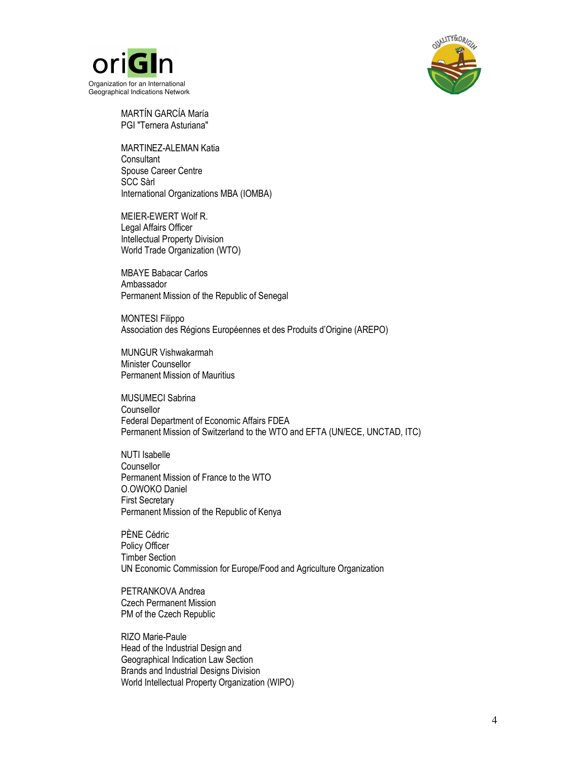MARTÍN GARCÍA María
PGI "Ternera Asturiana"

MARTINEZ-ALEMAN Katia
Consultant
Spouse Career Centre
SCC Sàrl
International Organizations MBA (IOMBA)

MEIER-EWERT Wolf R.
Legal Affairs Officer
Intellectual Property Division
World Trade Organization (WTO)

MBAYE Babacar Carlos
Ambassador
Permanent Mission of the Republic of Senegal

MONTESI Filippo
Association des Régions Européennes et des Produits d'Origine (AREPO)

MUNGUR Vishwakarmah
Minister Counsellor
Permanent Mission of Mauritius

MUSUMECI Sabrina
Counsellor
Federal Department of Economic Affairs FDEA
Permanent Mission of Switzerland to the WTO and EFTA (UN/ECE, UNCTAD, ITC)

NUTI Isabelle
Counsellor
Permanent Mission of France to the WTO

O.OWOKO Daniel
First Secretary
Permanent Mission of the Republic of Kenya

PÈNE Cédric
Policy Officer
Timber Section
UN Economic Commission for Europe/Food and Agriculture Organization

PETRANKOVA Andrea
Czech Permanent Mission
PM of the Czech Republic

RIZO Marie-Paule
Head of the Industrial Design and
Geographical Indication Law Section
Brands and Industrial Designs Division
World Intellectual Property Organization (WIPO)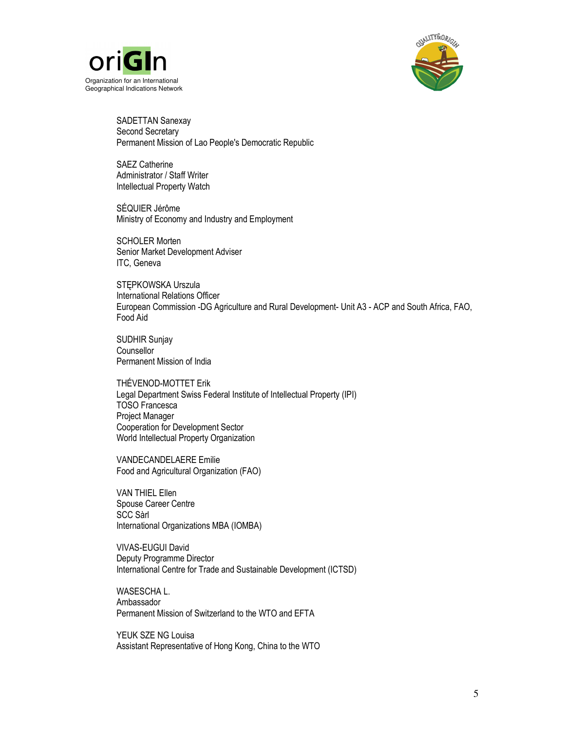SADETTAN Sanexay  
Second Secretary  
Permanent Mission of Lao People's Democratic Republic

SAEZ Catherine  
Administrator / Staff Writer  
Intellectual Property Watch

SÉQUIER Jérôme  
Ministry of Economy and Industry and Employment

SCHOLER Morten  
Senior Market Development Adviser  
ITC, Geneva

STĘPKOWSKA Urszula  
International Relations Officer  
European Commission -DG Agriculture and Rural Development- Unit A3 - ACP and South Africa, FAO, Food Aid

SUDHIR Sunjay  
Counsellor  
Permanent Mission of India

THÉVENOD-MOTTET Erik  
Legal Department Swiss Federal Institute of Intellectual Property (IPI)  
TOSO Francesca  
Project Manager  
Cooperation for Development Sector  
World Intellectual Property Organization

VANDECANDELAERE Emilie  
Food and Agricultural Organization (FAO)

VAN THIEL Ellen  
Spouse Career Centre  
SCC Sàrl  
International Organizations MBA (IOMBA)

VIVAS-EUGUI David  
Deputy Programme Director  
International Centre for Trade and Sustainable Development (ICTSD)

WASESCHA L.  
Ambassador  
Permanent Mission of Switzerland to the WTO and EFTA

YEUK SZE NG Louisa  
Assistant Representative of Hong Kong, China to the WTO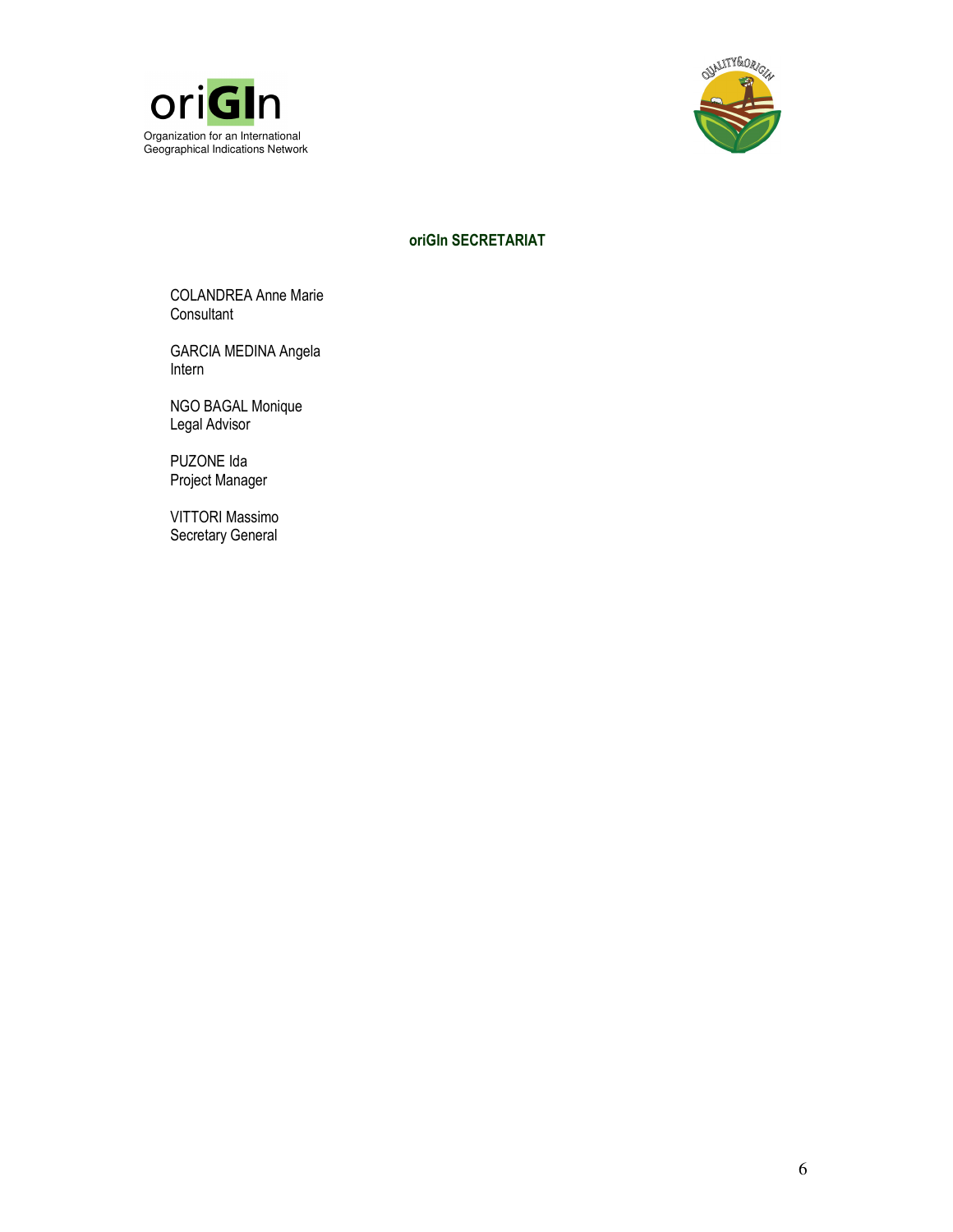oriGIn

Organization for an International Geographical Indications Network

## oriGIn SECRETARIAT

COLANDREA Anne Marie
Consultant

GARCIA MEDINA Angela
Intern

NGO BAGAL Monique
Legal Advisor

PUZONE Ida
Project Manager

VITTORI Massimo
Secretary General